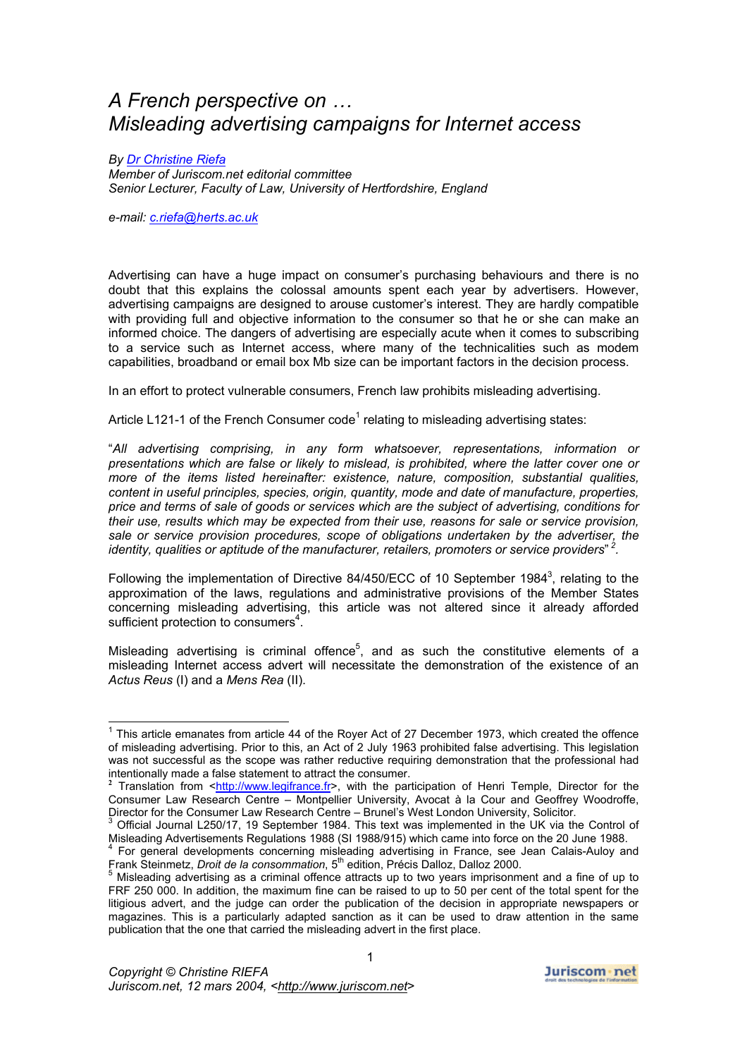# A French perspective on …
# Misleading advertising campaigns for Internet access

*By [Dr Christine Riefa](#)*
*Member of Juriscom.net editorial committee*
*Senior Lecturer, Faculty of Law, University of Hertfordshire, England*

*e-mail: [c.riefa@herts.ac.uk](mailto:c.riefa@herts.ac.uk)*

Advertising can have a huge impact on consumer's purchasing behaviours and there is no doubt that this explains the colossal amounts spent each year by advertisers. However, advertising campaigns are designed to arouse customer's interest. They are hardly compatible with providing full and objective information to the consumer so that he or she can make an informed choice. The dangers of advertising are especially acute when it comes to subscribing to a service such as Internet access, where many of the technicalities such as modem capabilities, broadband or email box Mb size can be important factors in the decision process.

In an effort to protect vulnerable consumers, French law prohibits misleading advertising.

Article L121-1 of the French Consumer code[1] relating to misleading advertising states:

"*All advertising comprising, in any form whatsoever, representations, information or presentations which are false or likely to mislead, is prohibited, where the latter cover one or more of the items listed hereinafter: existence, nature, composition, substantial qualities, content in useful principles, species, origin, quantity, mode and date of manufacture, properties, price and terms of sale of goods or services which are the subject of advertising, conditions for their use, results which may be expected from their use, reasons for sale or service provision, sale or service provision procedures, scope of obligations undertaken by the advertiser, the identity, qualities or aptitude of the manufacturer, retailers, promoters or service providers*"[2].

Following the implementation of Directive 84/450/ECC of 10 September 1984[3], relating to the approximation of the laws, regulations and administrative provisions of the Member States concerning misleading advertising, this article was not altered since it already afforded sufficient protection to consumers[4].

Misleading advertising is criminal offence[5], and as such the constitutive elements of a misleading Internet access advert will necessitate the demonstration of the existence of an *Actus Reus* (I) and a *Mens Rea* (II).

---

[1] This article emanates from article 44 of the Royer Act of 27 December 1973, which created the offence of misleading advertising. Prior to this, an Act of 2 July 1963 prohibited false advertising. This legislation was not successful as the scope was rather reductive requiring demonstration that the professional had intentionally made a false statement to attract the consumer.

[2] Translation from <http://www.legifrance.fr>, with the participation of Henri Temple, Director for the Consumer Law Research Centre – Montpellier University, Avocat à la Cour and Geoffrey Woodroffe, Director for the Consumer Law Research Centre – Brunel's West London University, Solicitor.

[3] Official Journal L250/17, 19 September 1984. This text was implemented in the UK via the Control of Misleading Advertisements Regulations 1988 (SI 1988/915) which came into force on the 20 June 1988.

[4] For general developments concerning misleading advertising in France, see Jean Calais-Auloy and Frank Steinmetz, *Droit de la consommation*, 5th edition, Précis Dalloz, Dalloz 2000.

[5] Misleading advertising as a criminal offence attracts up to two years imprisonment and a fine of up to FRF 250 000. In addition, the maximum fine can be raised to up to 50 per cent of the total spent for the litigious advert, and the judge can order the publication of the decision in appropriate newspapers or magazines. This is a particularly adapted sanction as it can be used to draw attention in the same publication that the one that carried the misleading advert in the first place.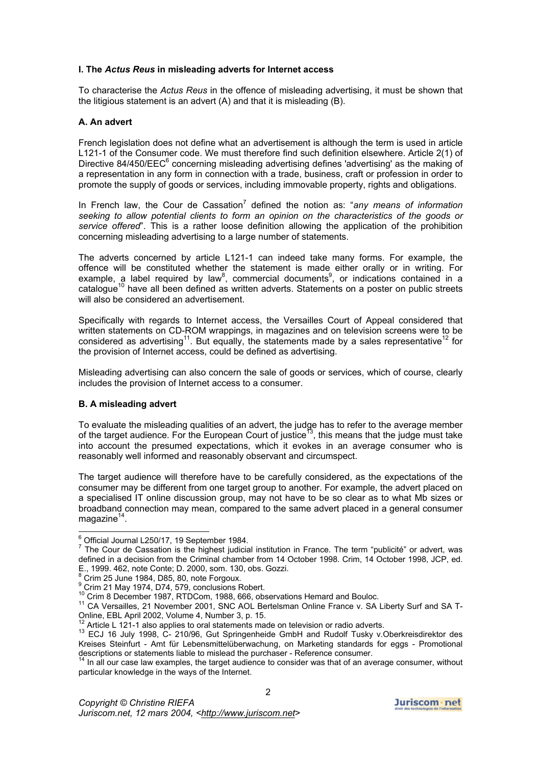### I. The *Actus Reus* in misleading adverts for Internet access

To characterise the *Actus Reus* in the offence of misleading advertising, it must be shown that the litigious statement is an advert (A) and that it is misleading (B).

#### A. An advert

French legislation does not define what an advertisement is although the term is used in article L121-1 of the Consumer code. We must therefore find such definition elsewhere. Article 2(1) of Directive 84/450/EEC[6] concerning misleading advertising defines 'advertising' as the making of a representation in any form in connection with a trade, business, craft or profession in order to promote the supply of goods or services, including immovable property, rights and obligations.

In French law, the Cour de Cassation[7] defined the notion as: "*any means of information seeking to allow potential clients to form an opinion on the characteristics of the goods or service offered*". This is a rather loose definition allowing the application of the prohibition concerning misleading advertising to a large number of statements.

The adverts concerned by article L121-1 can indeed take many forms. For example, the offence will be constituted whether the statement is made either orally or in writing. For example, a label required by law[8], commercial documents[9], or indications contained in a catalogue[10] have all been defined as written adverts. Statements on a poster on public streets will also be considered an advertisement.

Specifically with regards to Internet access, the Versailles Court of Appeal considered that written statements on CD-ROM wrappings, in magazines and on television screens were to be considered as advertising[11]. But equally, the statements made by a sales representative[12] for the provision of Internet access, could be defined as advertising.

Misleading advertising can also concern the sale of goods or services, which of course, clearly includes the provision of Internet access to a consumer.

#### B. A misleading advert

To evaluate the misleading qualities of an advert, the judge has to refer to the average member of the target audience. For the European Court of justice[13], this means that the judge must take into account the presumed expectations, which it evokes in an average consumer who is reasonably well informed and reasonably observant and circumspect.

The target audience will therefore have to be carefully considered, as the expectations of the consumer may be different from one target group to another. For example, the advert placed on a specialised IT online discussion group, may not have to be so clear as to what Mb sizes or broadband connection may mean, compared to the same advert placed in a general consumer magazine[14].

---

[6] Official Journal L250/17, 19 September 1984.

[7] The Cour de Cassation is the highest judicial institution in France. The term "publicité" or advert, was defined in a decision from the Criminal chamber from 14 October 1998. Crim, 14 October 1998, JCP, ed. E., 1999. 462, note Conte; D. 2000, som. 130, obs. Gozzi.

[8] Crim 25 June 1984, D85, 80, note Forgoux.

[9] Crim 21 May 1974, D74, 579, conclusions Robert.

[10] Crim 8 December 1987, RTDCom, 1988, 666, observations Hemard and Bouloc.

[11] CA Versailles, 21 November 2001, SNC AOL Bertelsman Online France v. SA Liberty Surf and SA T-Online, EBL April 2002, Volume 4, Number 3, p. 15.

[12] Article L 121-1 also applies to oral statements made on television or radio adverts.

[13] ECJ 16 July 1998, C- 210/96, Gut Springenheide GmbH and Rudolf Tusky v.Oberkreisdirektor des Kreises Steinfurt - Amt für Lebensmittelüberwachung, on Marketing standards for eggs - Promotional descriptions or statements liable to mislead the purchaser - Reference consumer.

[14] In all our case law examples, the target audience to consider was that of an average consumer, without particular knowledge in the ways of the Internet.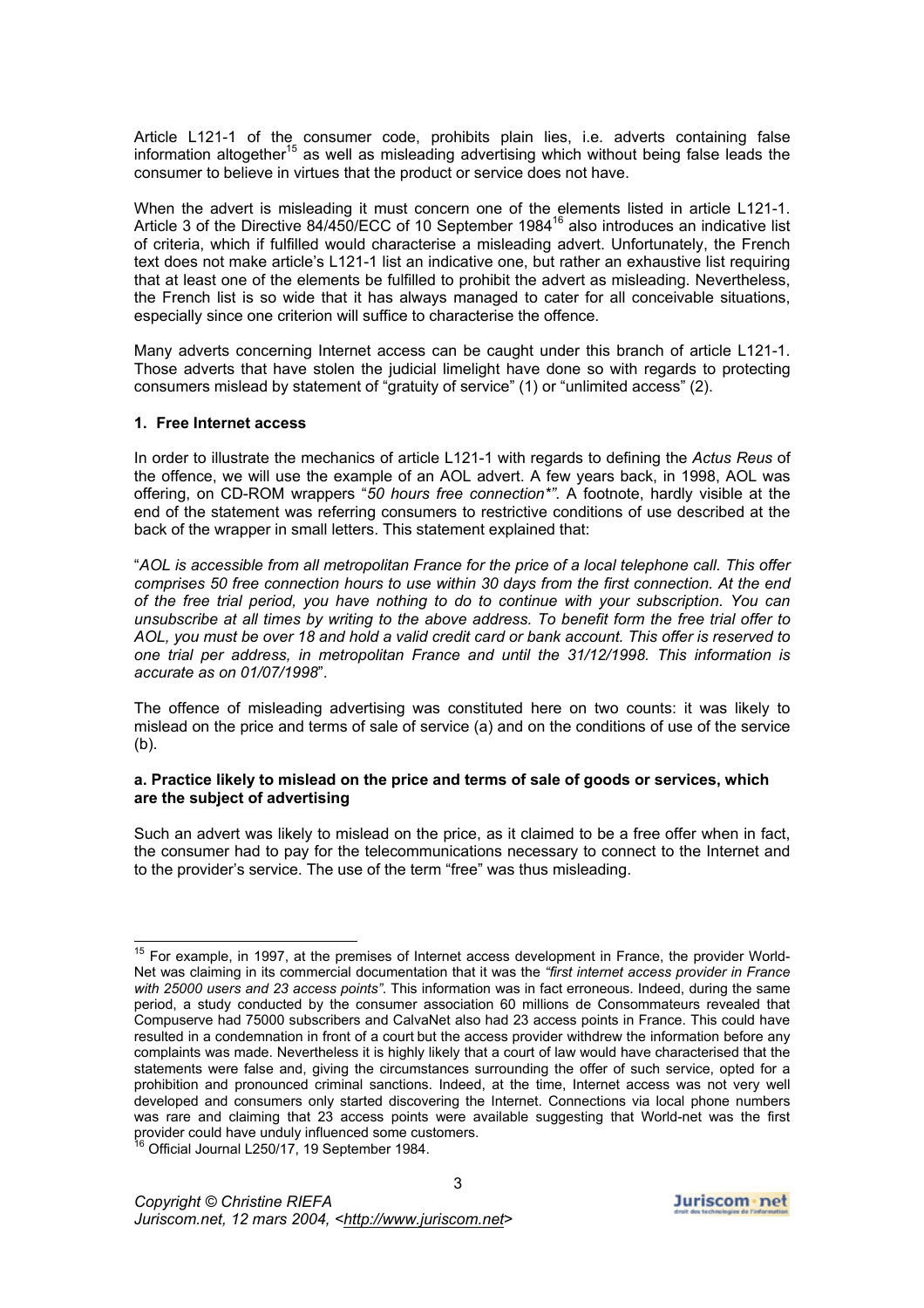Article L121-1 of the consumer code, prohibits plain lies, i.e. adverts containing false information altogether[15] as well as misleading advertising which without being false leads the consumer to believe in virtues that the product or service does not have.

When the advert is misleading it must concern one of the elements listed in article L121-1. Article 3 of the Directive 84/450/ECC of 10 September 1984[16] also introduces an indicative list of criteria, which if fulfilled would characterise a misleading advert. Unfortunately, the French text does not make article's L121-1 list an indicative one, but rather an exhaustive list requiring that at least one of the elements be fulfilled to prohibit the advert as misleading. Nevertheless, the French list is so wide that it has always managed to cater for all conceivable situations, especially since one criterion will suffice to characterise the offence.

Many adverts concerning Internet access can be caught under this branch of article L121-1. Those adverts that have stolen the judicial limelight have done so with regards to protecting consumers mislead by statement of "gratuity of service" (1) or "unlimited access" (2).

### 1. Free Internet access

In order to illustrate the mechanics of article L121-1 with regards to defining the *Actus Reus* of the offence, we will use the example of an AOL advert. A few years back, in 1998, AOL was offering, on CD-ROM wrappers "*50 hours free connection\**". A footnote, hardly visible at the end of the statement was referring consumers to restrictive conditions of use described at the back of the wrapper in small letters. This statement explained that:

"*AOL is accessible from all metropolitan France for the price of a local telephone call. This offer comprises 50 free connection hours to use within 30 days from the first connection. At the end of the free trial period, you have nothing to do to continue with your subscription. You can unsubscribe at all times by writing to the above address. To benefit form the free trial offer to AOL, you must be over 18 and hold a valid credit card or bank account. This offer is reserved to one trial per address, in metropolitan France and until the 31/12/1998. This information is accurate as on 01/07/1998*".

The offence of misleading advertising was constituted here on two counts: it was likely to mislead on the price and terms of sale of service (a) and on the conditions of use of the service (b).

#### a. Practice likely to mislead on the price and terms of sale of goods or services, which are the subject of advertising

Such an advert was likely to mislead on the price, as it claimed to be a free offer when in fact, the consumer had to pay for the telecommunications necessary to connect to the Internet and to the provider's service. The use of the term "free" was thus misleading.

---

[15] For example, in 1997, at the premises of Internet access development in France, the provider World-Net was claiming in its commercial documentation that it was the *"first internet access provider in France with 25000 users and 23 access points"*. This information was in fact erroneous. Indeed, during the same period, a study conducted by the consumer association 60 millions de Consommateurs revealed that Compuserve had 75000 subscribers and CalvaNet also had 23 access points in France. This could have resulted in a condemnation in front of a court but the access provider withdrew the information before any complaints was made. Nevertheless it is highly likely that a court of law would have characterised that the statements were false and, giving the circumstances surrounding the offer of such service, opted for a prohibition and pronounced criminal sanctions. Indeed, at the time, Internet access was not very well developed and consumers only started discovering the Internet. Connections via local phone numbers was rare and claiming that 23 access points were available suggesting that World-net was the first provider could have unduly influenced some customers.

[16] Official Journal L250/17, 19 September 1984.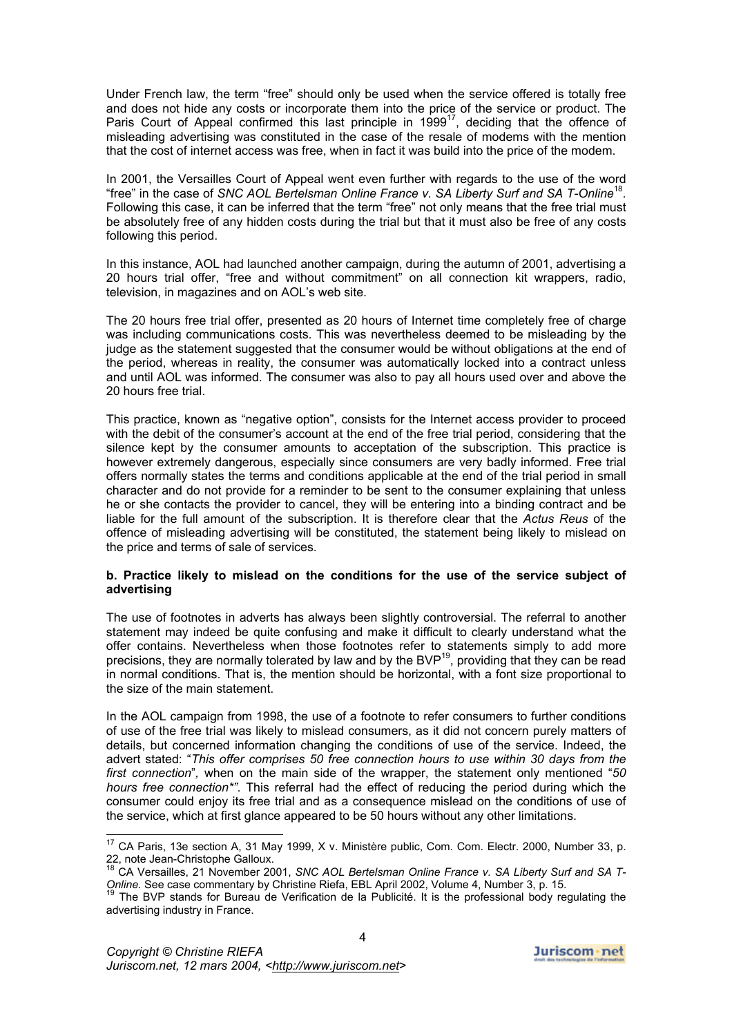Under French law, the term "free" should only be used when the service offered is totally free and does not hide any costs or incorporate them into the price of the service or product. The Paris Court of Appeal confirmed this last principle in 1999[17], deciding that the offence of misleading advertising was constituted in the case of the resale of modems with the mention that the cost of internet access was free, when in fact it was build into the price of the modem.

In 2001, the Versailles Court of Appeal went even further with regards to the use of the word "free" in the case of *SNC AOL Bertelsman Online France v. SA Liberty Surf and SA T-Online*[18]. Following this case, it can be inferred that the term "free" not only means that the free trial must be absolutely free of any hidden costs during the trial but that it must also be free of any costs following this period.

In this instance, AOL had launched another campaign, during the autumn of 2001, advertising a 20 hours trial offer, "free and without commitment" on all connection kit wrappers, radio, television, in magazines and on AOL's web site.

The 20 hours free trial offer, presented as 20 hours of Internet time completely free of charge was including communications costs. This was nevertheless deemed to be misleading by the judge as the statement suggested that the consumer would be without obligations at the end of the period, whereas in reality, the consumer was automatically locked into a contract unless and until AOL was informed. The consumer was also to pay all hours used over and above the 20 hours free trial.

This practice, known as "negative option", consists for the Internet access provider to proceed with the debit of the consumer's account at the end of the free trial period, considering that the silence kept by the consumer amounts to acceptation of the subscription. This practice is however extremely dangerous, especially since consumers are very badly informed. Free trial offers normally states the terms and conditions applicable at the end of the trial period in small character and do not provide for a reminder to be sent to the consumer explaining that unless he or she contacts the provider to cancel, they will be entering into a binding contract and be liable for the full amount of the subscription. It is therefore clear that the *Actus Reus* of the offence of misleading advertising will be constituted, the statement being likely to mislead on the price and terms of sale of services.

**b. Practice likely to mislead on the conditions for the use of the service subject of advertising**

The use of footnotes in adverts has always been slightly controversial. The referral to another statement may indeed be quite confusing and make it difficult to clearly understand what the offer contains. Nevertheless when those footnotes refer to statements simply to add more precisions, they are normally tolerated by law and by the BVP[19], providing that they can be read in normal conditions. That is, the mention should be horizontal, with a font size proportional to the size of the main statement.

In the AOL campaign from 1998, the use of a footnote to refer consumers to further conditions of use of the free trial was likely to mislead consumers, as it did not concern purely matters of details, but concerned information changing the conditions of use of the service. Indeed, the advert stated: "*This offer comprises 50 free connection hours to use within 30 days from the first connection*", when on the main side of the wrapper, the statement only mentioned "*50 hours free connection\**". This referral had the effect of reducing the period during which the consumer could enjoy its free trial and as a consequence mislead on the conditions of use of the service, which at first glance appeared to be 50 hours without any other limitations.

---

[17] CA Paris, 13e section A, 31 May 1999, X v. Ministère public, Com. Com. Electr. 2000, Number 33, p. 22, note Jean-Christophe Galloux.

[18] CA Versailles, 21 November 2001, *SNC AOL Bertelsman Online France v. SA Liberty Surf and SA T-Online*. See case commentary by Christine Riefa, EBL April 2002, Volume 4, Number 3, p. 15.

[19] The BVP stands for Bureau de Verification de la Publicité. It is the professional body regulating the advertising industry in France.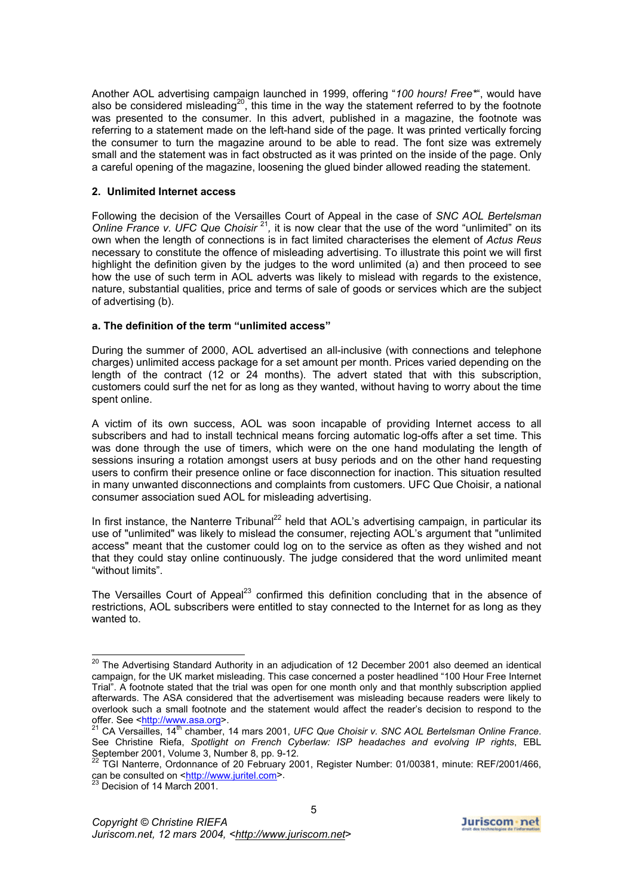Another AOL advertising campaign launched in 1999, offering "*100 hours! Free**", would have also be considered misleading[20], this time in the way the statement referred to by the footnote was presented to the consumer. In this advert, published in a magazine, the footnote was referring to a statement made on the left-hand side of the page. It was printed vertically forcing the consumer to turn the magazine around to be able to read. The font size was extremely small and the statement was in fact obstructed as it was printed on the inside of the page. Only a careful opening of the magazine, loosening the glued binder allowed reading the statement.

### 2. Unlimited Internet access

Following the decision of the Versailles Court of Appeal in the case of *SNC AOL Bertelsman Online France v. UFC Que Choisir* [21]*,* it is now clear that the use of the word "unlimited" on its own when the length of connections is in fact limited characterises the element of *Actus Reus* necessary to constitute the offence of misleading advertising. To illustrate this point we will first highlight the definition given by the judges to the word unlimited (a) and then proceed to see how the use of such term in AOL adverts was likely to mislead with regards to the existence, nature, substantial qualities, price and terms of sale of goods or services which are the subject of advertising (b).

#### a. The definition of the term "unlimited access"

During the summer of 2000, AOL advertised an all-inclusive (with connections and telephone charges) unlimited access package for a set amount per month. Prices varied depending on the length of the contract (12 or 24 months). The advert stated that with this subscription, customers could surf the net for as long as they wanted, without having to worry about the time spent online.

A victim of its own success, AOL was soon incapable of providing Internet access to all subscribers and had to install technical means forcing automatic log-offs after a set time. This was done through the use of timers, which were on the one hand modulating the length of sessions insuring a rotation amongst users at busy periods and on the other hand requesting users to confirm their presence online or face disconnection for inaction. This situation resulted in many unwanted disconnections and complaints from customers. UFC Que Choisir, a national consumer association sued AOL for misleading advertising.

In first instance, the Nanterre Tribunal[22] held that AOL's advertising campaign, in particular its use of "unlimited" was likely to mislead the consumer, rejecting AOL's argument that "unlimited access" meant that the customer could log on to the service as often as they wished and not that they could stay online continuously. The judge considered that the word unlimited meant "without limits".

The Versailles Court of Appeal[23] confirmed this definition concluding that in the absence of restrictions, AOL subscribers were entitled to stay connected to the Internet for as long as they wanted to.

---

[20] The Advertising Standard Authority in an adjudication of 12 December 2001 also deemed an identical campaign, for the UK market misleading. This case concerned a poster headlined "100 Hour Free Internet Trial". A footnote stated that the trial was open for one month only and that monthly subscription applied afterwards. The ASA considered that the advertisement was misleading because readers were likely to overlook such a small footnote and the statement would affect the reader's decision to respond to the offer. See <http://www.asa.org>.

[21] CA Versailles, 14th chamber, 14 mars 2001, *UFC Que Choisir v. SNC AOL Bertelsman Online France*. See Christine Riefa, *Spotlight on French Cyberlaw: ISP headaches and evolving IP rights*, EBL September 2001, Volume 3, Number 8, pp. 9-12.

[22] TGI Nanterre, Ordonnance of 20 February 2001, Register Number: 01/00381, minute: REF/2001/466, can be consulted on <http://www.juritel.com>.

[23] Decision of 14 March 2001.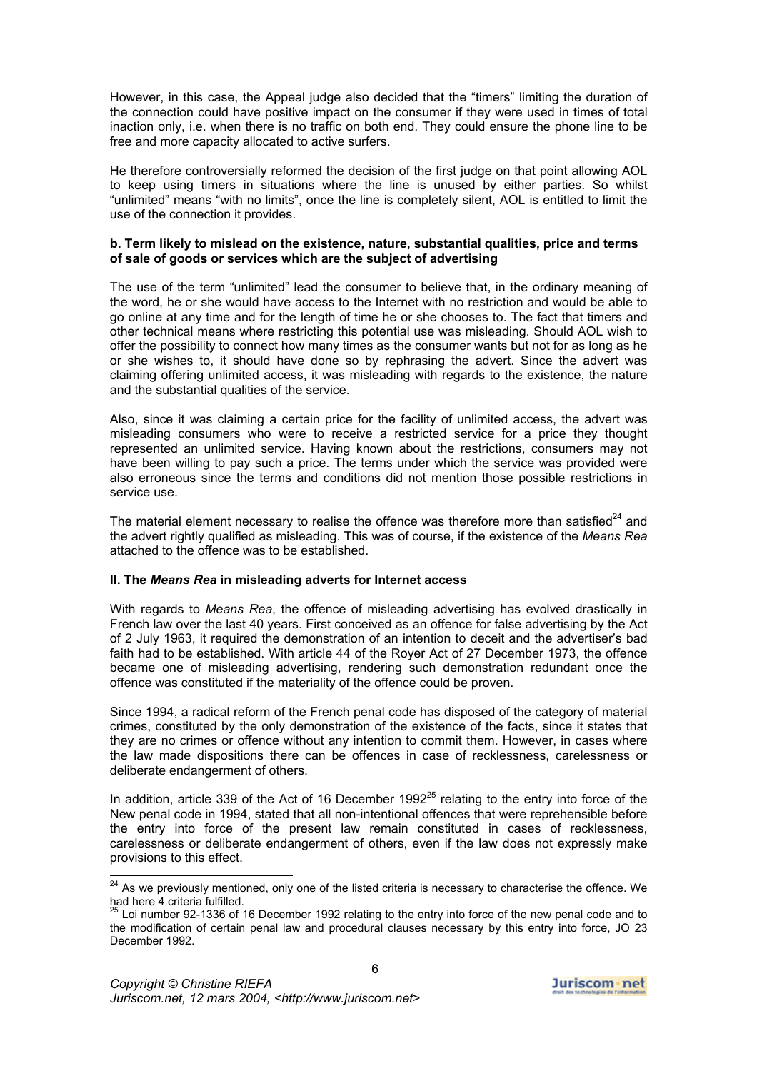However, in this case, the Appeal judge also decided that the "timers" limiting the duration of the connection could have positive impact on the consumer if they were used in times of total inaction only, i.e. when there is no traffic on both end. They could ensure the phone line to be free and more capacity allocated to active surfers.

He therefore controversially reformed the decision of the first judge on that point allowing AOL to keep using timers in situations where the line is unused by either parties. So whilst "unlimited" means "with no limits", once the line is completely silent, AOL is entitled to limit the use of the connection it provides.

#### b. Term likely to mislead on the existence, nature, substantial qualities, price and terms of sale of goods or services which are the subject of advertising

The use of the term "unlimited" lead the consumer to believe that, in the ordinary meaning of the word, he or she would have access to the Internet with no restriction and would be able to go online at any time and for the length of time he or she chooses to. The fact that timers and other technical means where restricting this potential use was misleading. Should AOL wish to offer the possibility to connect how many times as the consumer wants but not for as long as he or she wishes to, it should have done so by rephrasing the advert. Since the advert was claiming offering unlimited access, it was misleading with regards to the existence, the nature and the substantial qualities of the service.

Also, since it was claiming a certain price for the facility of unlimited access, the advert was misleading consumers who were to receive a restricted service for a price they thought represented an unlimited service. Having known about the restrictions, consumers may not have been willing to pay such a price. The terms under which the service was provided were also erroneous since the terms and conditions did not mention those possible restrictions in service use.

The material element necessary to realise the offence was therefore more than satisfied[24] and the advert rightly qualified as misleading. This was of course, if the existence of the *Means Rea* attached to the offence was to be established.

### II. The *Means Rea* in misleading adverts for Internet access

With regards to *Means Rea*, the offence of misleading advertising has evolved drastically in French law over the last 40 years. First conceived as an offence for false advertising by the Act of 2 July 1963, it required the demonstration of an intention to deceit and the advertiser's bad faith had to be established. With article 44 of the Royer Act of 27 December 1973, the offence became one of misleading advertising, rendering such demonstration redundant once the offence was constituted if the materiality of the offence could be proven.

Since 1994, a radical reform of the French penal code has disposed of the category of material crimes, constituted by the only demonstration of the existence of the facts, since it states that they are no crimes or offence without any intention to commit them. However, in cases where the law made dispositions there can be offences in case of recklessness, carelessness or deliberate endangerment of others.

In addition, article 339 of the Act of 16 December 1992[25] relating to the entry into force of the New penal code in 1994, stated that all non-intentional offences that were reprehensible before the entry into force of the present law remain constituted in cases of recklessness, carelessness or deliberate endangerment of others, even if the law does not expressly make provisions to this effect.

---

[24] As we previously mentioned, only one of the listed criteria is necessary to characterise the offence. We had here 4 criteria fulfilled.

[25] Loi number 92-1336 of 16 December 1992 relating to the entry into force of the new penal code and to the modification of certain penal law and procedural clauses necessary by this entry into force, JO 23 December 1992.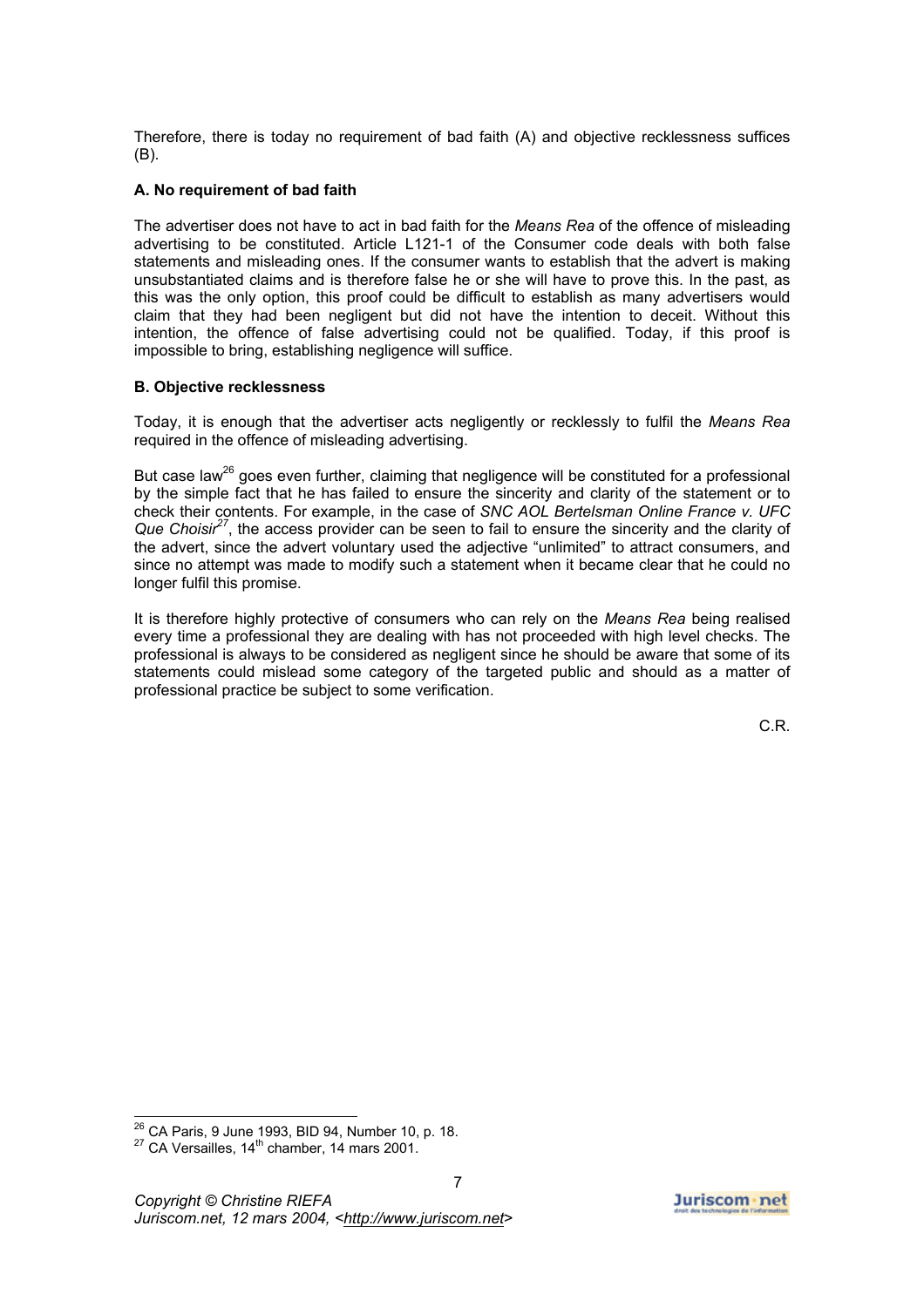Therefore, there is today no requirement of bad faith (A) and objective recklessness suffices (B).

### A. No requirement of bad faith

The advertiser does not have to act in bad faith for the *Means Rea* of the offence of misleading advertising to be constituted. Article L121-1 of the Consumer code deals with both false statements and misleading ones. If the consumer wants to establish that the advert is making unsubstantiated claims and is therefore false he or she will have to prove this. In the past, as this was the only option, this proof could be difficult to establish as many advertisers would claim that they had been negligent but did not have the intention to deceit. Without this intention, the offence of false advertising could not be qualified. Today, if this proof is impossible to bring, establishing negligence will suffice.

### B. Objective recklessness

Today, it is enough that the advertiser acts negligently or recklessly to fulfil the *Means Rea* required in the offence of misleading advertising.

But case law[26] goes even further, claiming that negligence will be constituted for a professional by the simple fact that he has failed to ensure the sincerity and clarity of the statement or to check their contents. For example, in the case of *SNC AOL Bertelsman Online France v. UFC Que Choisir*[27], the access provider can be seen to fail to ensure the sincerity and the clarity of the advert, since the advert voluntary used the adjective "unlimited" to attract consumers, and since no attempt was made to modify such a statement when it became clear that he could no longer fulfil this promise.

It is therefore highly protective of consumers who can rely on the *Means Rea* being realised every time a professional they are dealing with has not proceeded with high level checks. The professional is always to be considered as negligent since he should be aware that some of its statements could mislead some category of the targeted public and should as a matter of professional practice be subject to some verification.

C.R.

---

[26] CA Paris, 9 June 1993, BID 94, Number 10, p. 18.

[27] CA Versailles, 14th chamber, 14 mars 2001.

*Copyright © Christine RIEFA*
*Juriscom.net, 12 mars 2004, <http://www.juriscom.net>*